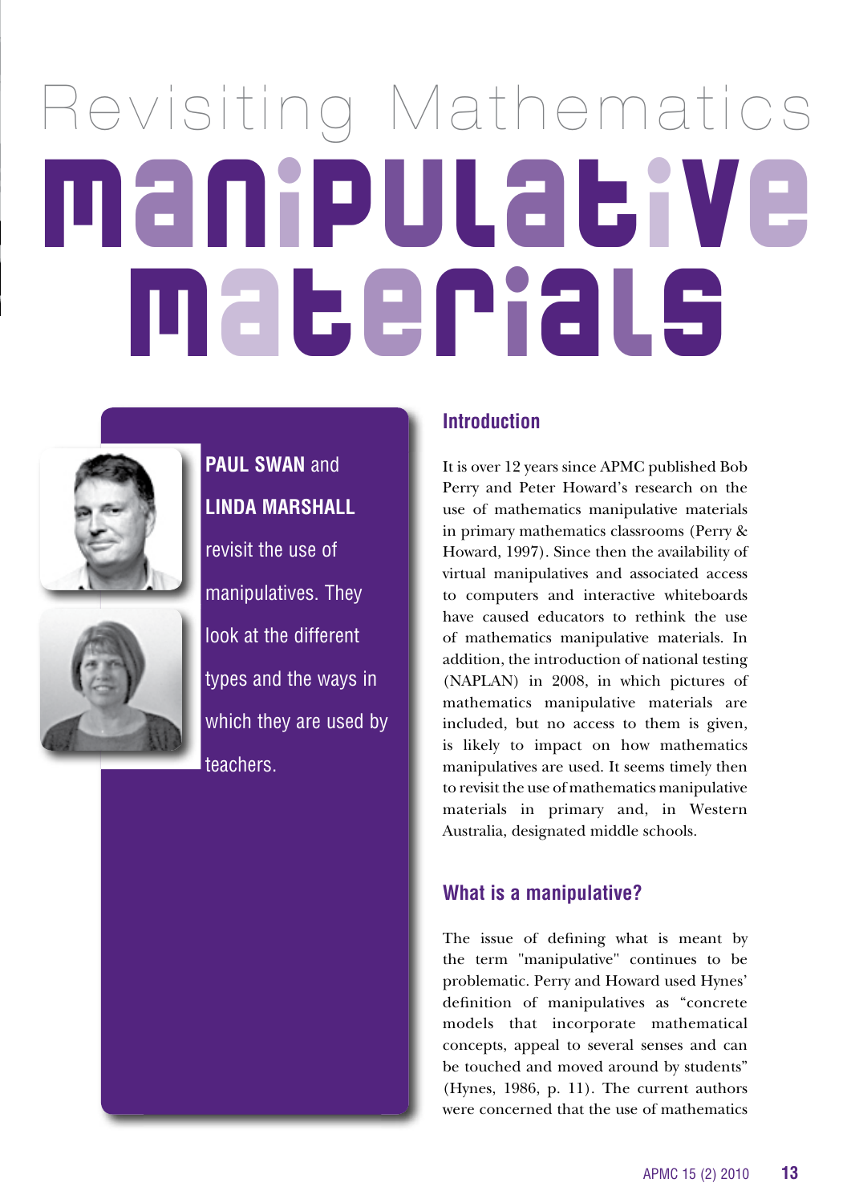# Revisiting Mathematics Manipulative Materials

**PAUL SWAN** and **LINDA MARSHALL** revisit the use of manipulatives. They look at the different types and the ways in which they are used by teachers.

## Introduction

It is over 12 years since APMC published Bob Perry and Peter Howard's research on the use of mathematics manipulative materials in primary mathematics classrooms (Perry & Howard, 1997). Since then the availability of virtual manipulatives and associated access to computers and interactive whiteboards have caused educators to rethink the use of mathematics manipulative materials. In addition, the introduction of national testing (NAPLAN) in 2008, in which pictures of mathematics manipulative materials are included, but no access to them is given, is likely to impact on how mathematics manipulatives are used. It seems timely then to revisit the use of mathematics manipulative materials in primary and, in Western Australia, designated middle schools.

## What is a manipulative?

The issue of defining what is meant by the term "manipulative" continues to be problematic. Perry and Howard used Hynes' definition of manipulatives as "concrete models that incorporate mathematical concepts, appeal to several senses and can be touched and moved around by students" (Hynes, 1986, p. 11). The current authors were concerned that the use of mathematics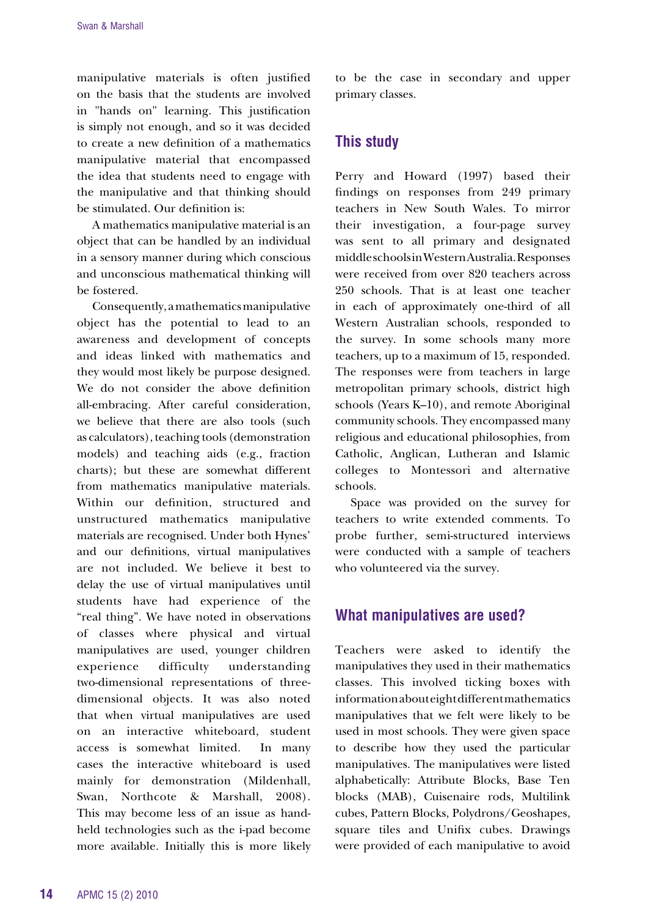manipulative materials is often justified on the basis that the students are involved in "hands on" learning. This justification is simply not enough, and so it was decided to create a new definition of a mathematics manipulative material that encompassed the idea that students need to engage with the manipulative and that thinking should be stimulated. Our definition is:

A mathematics manipulative material is an object that can be handled by an individual in a sensory manner during which conscious and unconscious mathematical thinking will be fostered.

Consequently, a mathematics manipulative object has the potential to lead to an awareness and development of concepts and ideas linked with mathematics and they would most likely be purpose designed. We do not consider the above definition all-embracing. After careful consideration, we believe that there are also tools (such as calculators), teaching tools (demonstration models) and teaching aids (e.g., fraction charts); but these are somewhat different from mathematics manipulative materials. Within our definition, structured and unstructured mathematics manipulative materials are recognised. Under both Hynes' and our definitions, virtual manipulatives are not included. We believe it best to delay the use of virtual manipulatives until students have had experience of the "real thing". We have noted in observations of classes where physical and virtual manipulatives are used, younger children experience difficulty understanding two-dimensional representations of three-dimensional objects. It was also noted that when virtual manipulatives are used on an interactive whiteboard, student access is somewhat limited. In many cases the interactive whiteboard is used mainly for demonstration (Mildenhall, Swan, Northcote & Marshall, 2008). This may become less of an issue as hand-held technologies such as the i-pad become more available. Initially this is more likely to be the case in secondary and upper primary classes.

## This study

Perry and Howard (1997) based their findings on responses from 249 primary teachers in New South Wales. To mirror their investigation, a four-page survey was sent to all primary and designated middle schools in Western Australia. Responses were received from over 820 teachers across 250 schools. That is at least one teacher in each of approximately one-third of all Western Australian schools, responded to the survey. In some schools many more teachers, up to a maximum of 15, responded. The responses were from teachers in large metropolitan primary schools, district high schools (Years K–10), and remote Aboriginal community schools. They encompassed many religious and educational philosophies, from Catholic, Anglican, Lutheran and Islamic colleges to Montessori and alternative schools.

Space was provided on the survey for teachers to write extended comments. To probe further, semi-structured interviews were conducted with a sample of teachers who volunteered via the survey.

## What manipulatives are used?

Teachers were asked to identify the manipulatives they used in their mathematics classes. This involved ticking boxes with information about eight different mathematics manipulatives that we felt were likely to be used in most schools. They were given space to describe how they used the particular manipulatives. The manipulatives were listed alphabetically: Attribute Blocks, Base Ten blocks (MAB), Cuisenaire rods, Multilink cubes, Pattern Blocks, Polydrons/Geoshapes, square tiles and Unifix cubes. Drawings were provided of each manipulative to avoid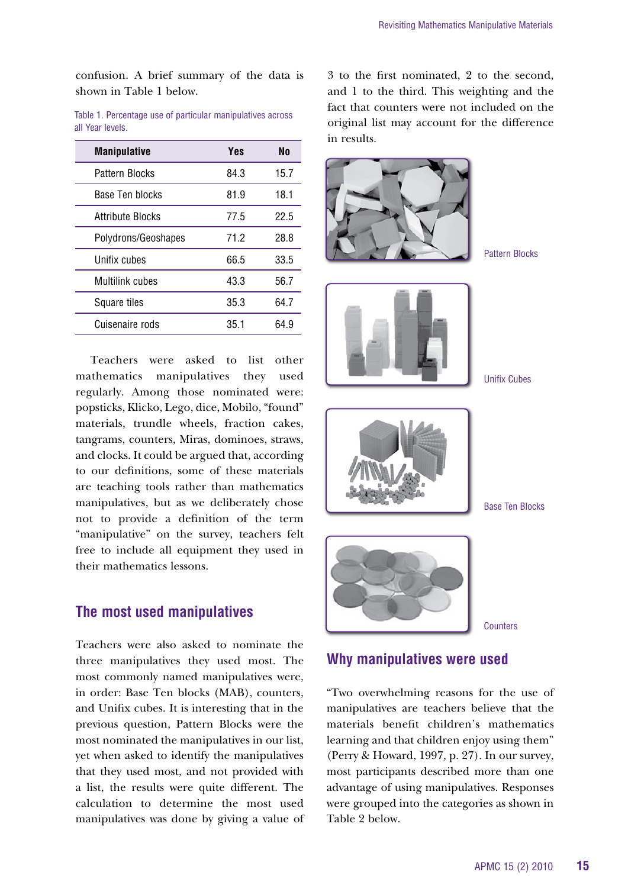confusion. A brief summary of the data is shown in Table 1 below.

Table 1. Percentage use of particular manipulatives across all Year levels.

| Manipulative | Yes | No |
|---|---|---|
| Pattern Blocks | 84.3 | 15.7 |
| Base Ten blocks | 81.9 | 18.1 |
| Attribute Blocks | 77.5 | 22.5 |
| Polydrons/Geoshapes | 71.2 | 28.8 |
| Unifix cubes | 66.5 | 33.5 |
| Multilink cubes | 43.3 | 56.7 |
| Square tiles | 35.3 | 64.7 |
| Cuisenaire rods | 35.1 | 64.9 |

Teachers were asked to list other mathematics manipulatives they used regularly. Among those nominated were: popsticks, Klicko, Lego, dice, Mobilo, "found" materials, trundle wheels, fraction cakes, tangrams, counters, Miras, dominoes, straws, and clocks. It could be argued that, according to our definitions, some of these materials are teaching tools rather than mathematics manipulatives, but as we deliberately chose not to provide a definition of the term "manipulative" on the survey, teachers felt free to include all equipment they used in their mathematics lessons.

## The most used manipulatives

Teachers were also asked to nominate the three manipulatives they used most. The most commonly named manipulatives were, in order: Base Ten blocks (MAB), counters, and Unifix cubes. It is interesting that in the previous question, Pattern Blocks were the most nominated the manipulatives in our list, yet when asked to identify the manipulatives that they used most, and not provided with a list, the results were quite different. The calculation to determine the most used manipulatives was done by giving a value of 3 to the first nominated, 2 to the second, and 1 to the third. This weighting and the fact that counters were not included on the original list may account for the difference in results.

Pattern Blocks

Unifix Cubes

Base Ten Blocks

Counters

## Why manipulatives were used

"Two overwhelming reasons for the use of manipulatives are teachers believe that the materials benefit children's mathematics learning and that children enjoy using them" (Perry & Howard, 1997, p. 27). In our survey, most participants described more than one advantage of using manipulatives. Responses were grouped into the categories as shown in Table 2 below.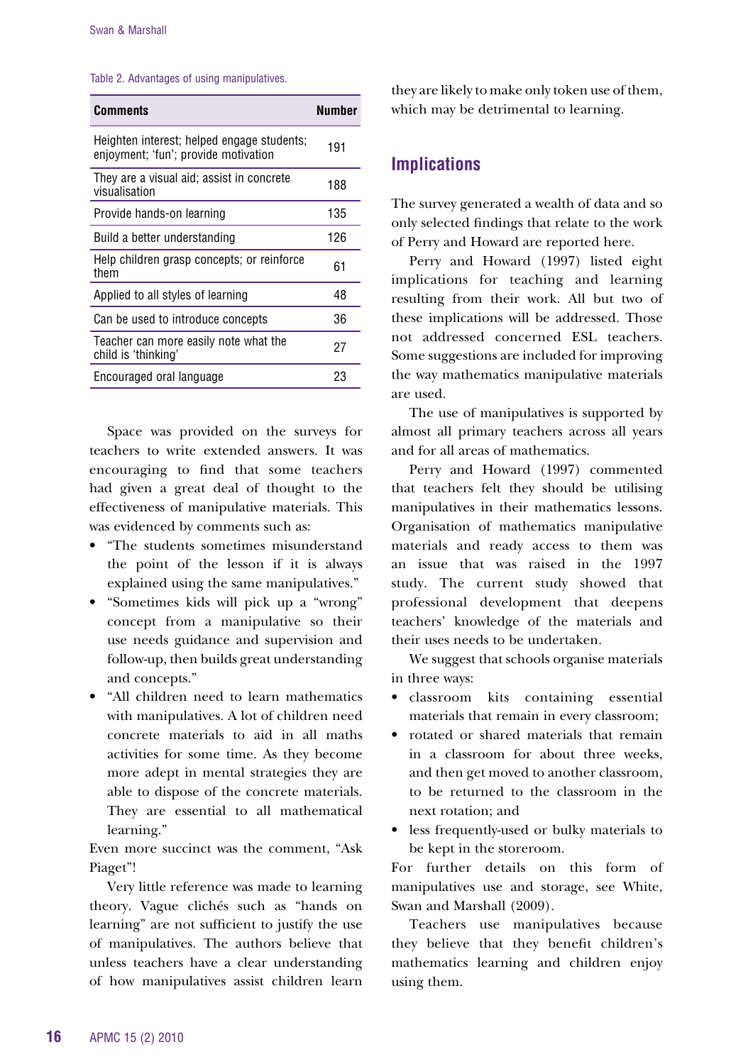Table 2. Advantages of using manipulatives.

| Comments | Number |
|---|---|
| Heighten interest; helped engage students; enjoyment; 'fun'; provide motivation | 191 |
| They are a visual aid; assist in concrete visualisation | 188 |
| Provide hands-on learning | 135 |
| Build a better understanding | 126 |
| Help children grasp concepts; or reinforce them | 61 |
| Applied to all styles of learning | 48 |
| Can be used to introduce concepts | 36 |
| Teacher can more easily note what the child is 'thinking' | 27 |
| Encouraged oral language | 23 |

Space was provided on the surveys for teachers to write extended answers. It was encouraging to find that some teachers had given a great deal of thought to the effectiveness of manipulative materials. This was evidenced by comments such as:

- "The students sometimes misunderstand the point of the lesson if it is always explained using the same manipulatives."
- "Sometimes kids will pick up a "wrong" concept from a manipulative so their use needs guidance and supervision and follow-up, then builds great understanding and concepts."
- "All children need to learn mathematics with manipulatives. A lot of children need concrete materials to aid in all maths activities for some time. As they become more adept in mental strategies they are able to dispose of the concrete materials. They are essential to all mathematical learning."

Even more succinct was the comment, "Ask Piaget"!

Very little reference was made to learning theory. Vague clichés such as "hands on learning" are not sufficient to justify the use of manipulatives. The authors believe that unless teachers have a clear understanding of how manipulatives assist children learn they are likely to make only token use of them, which may be detrimental to learning.

## Implications

The survey generated a wealth of data and so only selected findings that relate to the work of Perry and Howard are reported here.

Perry and Howard (1997) listed eight implications for teaching and learning resulting from their work. All but two of these implications will be addressed. Those not addressed concerned ESL teachers. Some suggestions are included for improving the way mathematics manipulative materials are used.

The use of manipulatives is supported by almost all primary teachers across all years and for all areas of mathematics.

Perry and Howard (1997) commented that teachers felt they should be utilising manipulatives in their mathematics lessons. Organisation of mathematics manipulative materials and ready access to them was an issue that was raised in the 1997 study. The current study showed that professional development that deepens teachers' knowledge of the materials and their uses needs to be undertaken.

We suggest that schools organise materials in three ways:

- classroom kits containing essential materials that remain in every classroom;
- rotated or shared materials that remain in a classroom for about three weeks, and then get moved to another classroom, to be returned to the classroom in the next rotation; and
- less frequently-used or bulky materials to be kept in the storeroom.

For further details on this form of manipulatives use and storage, see White, Swan and Marshall (2009).

Teachers use manipulatives because they believe that they benefit children's mathematics learning and children enjoy using them.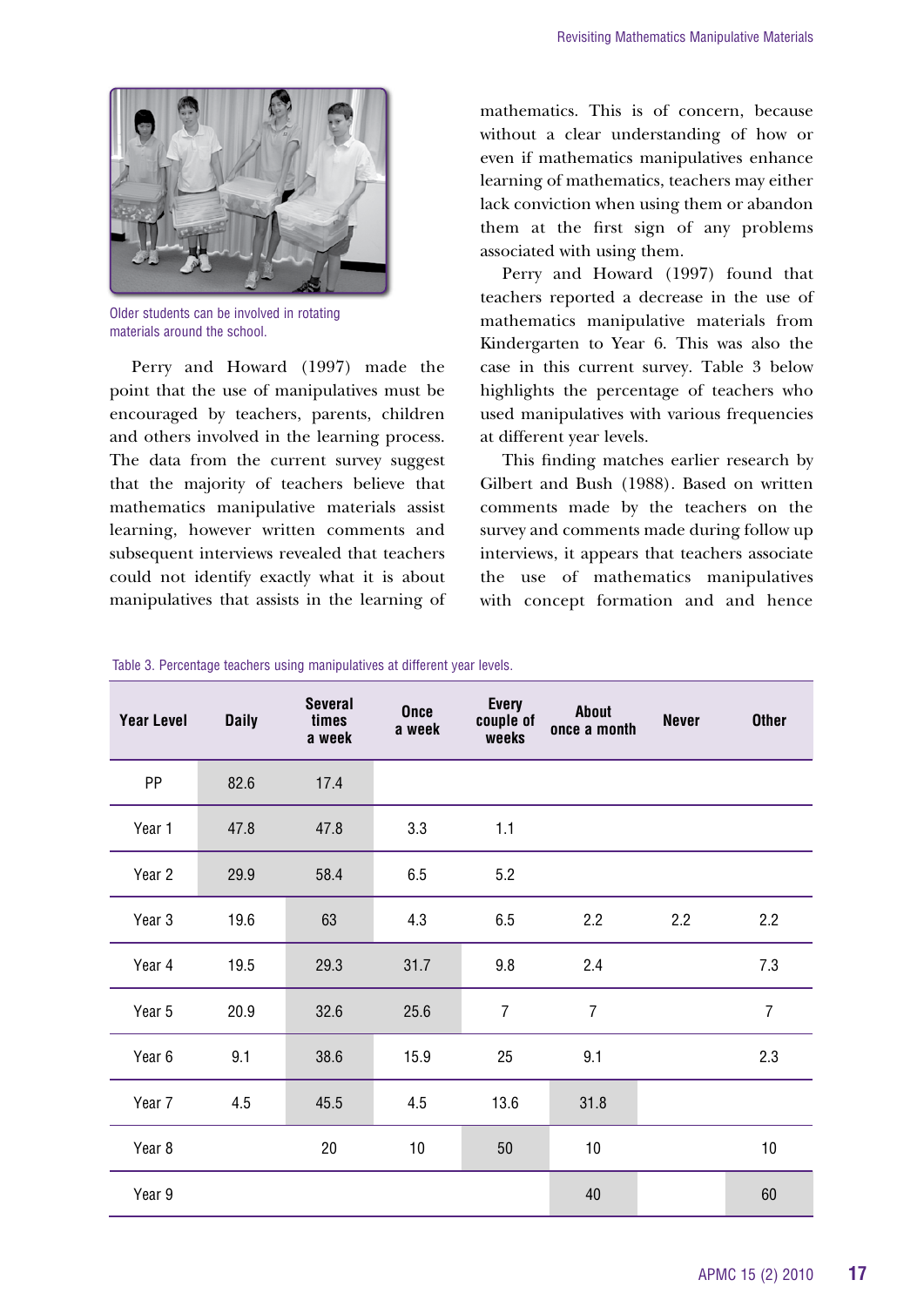Older students can be involved in rotating materials around the school.

Perry and Howard (1997) made the point that the use of manipulatives must be encouraged by teachers, parents, children and others involved in the learning process. The data from the current survey suggest that the majority of teachers believe that mathematics manipulative materials assist learning, however written comments and subsequent interviews revealed that teachers could not identify exactly what it is about manipulatives that assists in the learning of mathematics. This is of concern, because without a clear understanding of how or even if mathematics manipulatives enhance learning of mathematics, teachers may either lack conviction when using them or abandon them at the first sign of any problems associated with using them.

Perry and Howard (1997) found that teachers reported a decrease in the use of mathematics manipulative materials from Kindergarten to Year 6. This was also the case in this current survey. Table 3 below highlights the percentage of teachers who used manipulatives with various frequencies at different year levels.

This finding matches earlier research by Gilbert and Bush (1988). Based on written comments made by the teachers on the survey and comments made during follow up interviews, it appears that teachers associate the use of mathematics manipulatives with concept formation and and hence

Table 3. Percentage teachers using manipulatives at different year levels.

| Year Level | Daily | Several times a week | Once a week | Every couple of weeks | About once a month | Never | Other |
|---|---|---|---|---|---|---|---|
| PP | 82.6 | 17.4 | | | | | |
| Year 1 | 47.8 | 47.8 | 3.3 | 1.1 | | | |
| Year 2 | 29.9 | 58.4 | 6.5 | 5.2 | | | |
| Year 3 | 19.6 | 63 | 4.3 | 6.5 | 2.2 | 2.2 | 2.2 |
| Year 4 | 19.5 | 29.3 | 31.7 | 9.8 | 2.4 | | 7.3 |
| Year 5 | 20.9 | 32.6 | 25.6 | 7 | 7 | | 7 |
| Year 6 | 9.1 | 38.6 | 15.9 | 25 | 9.1 | | 2.3 |
| Year 7 | 4.5 | 45.5 | 4.5 | 13.6 | 31.8 | | |
| Year 8 | | 20 | 10 | 50 | 10 | | 10 |
| Year 9 | | | | | 40 | | 60 |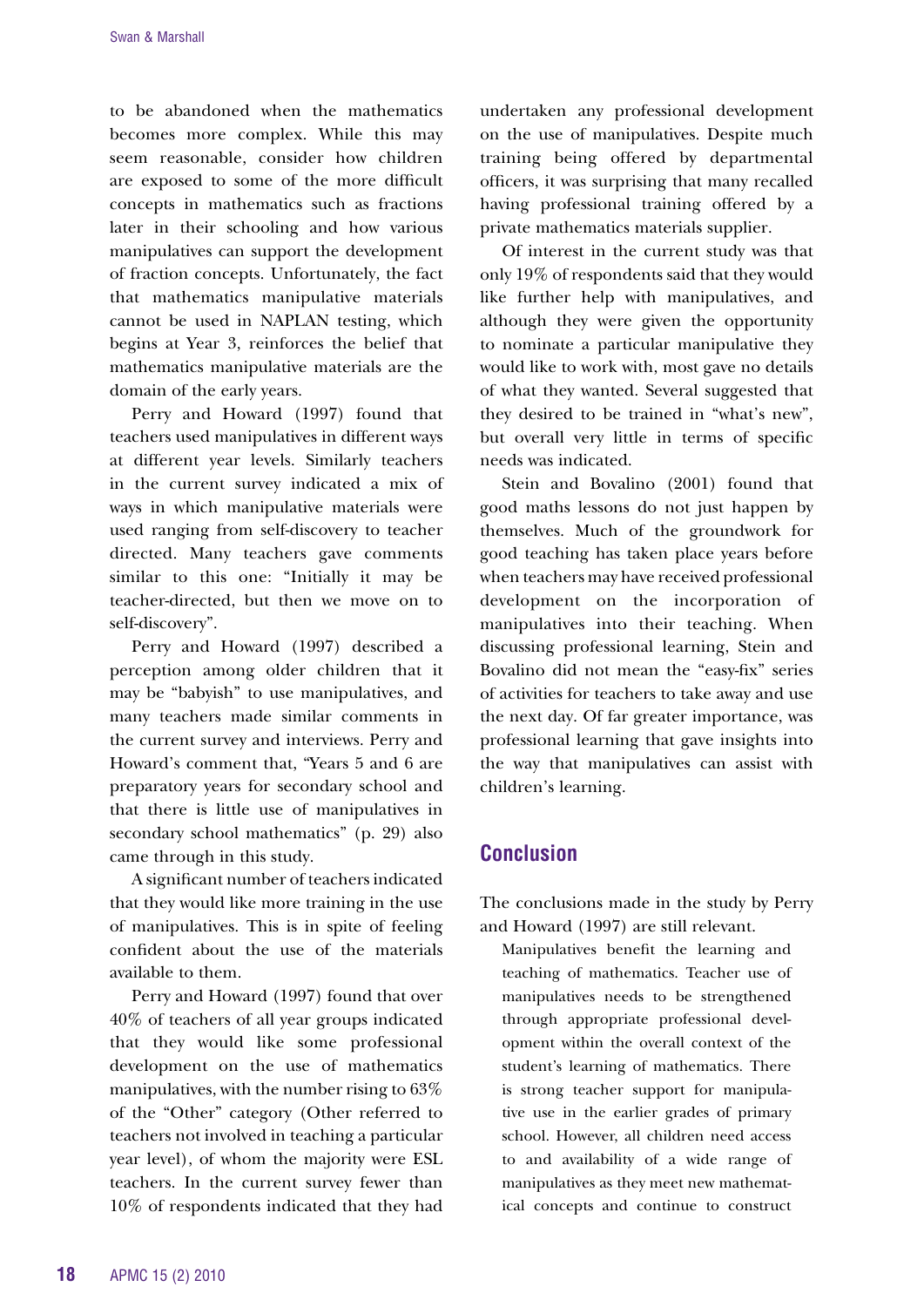to be abandoned when the mathematics becomes more complex. While this may seem reasonable, consider how children are exposed to some of the more difficult concepts in mathematics such as fractions later in their schooling and how various manipulatives can support the development of fraction concepts. Unfortunately, the fact that mathematics manipulative materials cannot be used in NAPLAN testing, which begins at Year 3, reinforces the belief that mathematics manipulative materials are the domain of the early years.

Perry and Howard (1997) found that teachers used manipulatives in different ways at different year levels. Similarly teachers in the current survey indicated a mix of ways in which manipulative materials were used ranging from self-discovery to teacher directed. Many teachers gave comments similar to this one: "Initially it may be teacher-directed, but then we move on to self-discovery".

Perry and Howard (1997) described a perception among older children that it may be "babyish" to use manipulatives, and many teachers made similar comments in the current survey and interviews. Perry and Howard's comment that, "Years 5 and 6 are preparatory years for secondary school and that there is little use of manipulatives in secondary school mathematics" (p. 29) also came through in this study.

A significant number of teachers indicated that they would like more training in the use of manipulatives. This is in spite of feeling confident about the use of the materials available to them.

Perry and Howard (1997) found that over 40% of teachers of all year groups indicated that they would like some professional development on the use of mathematics manipulatives, with the number rising to 63% of the "Other" category (Other referred to teachers not involved in teaching a particular year level), of whom the majority were ESL teachers. In the current survey fewer than 10% of respondents indicated that they had undertaken any professional development on the use of manipulatives. Despite much training being offered by departmental officers, it was surprising that many recalled having professional training offered by a private mathematics materials supplier.

Of interest in the current study was that only 19% of respondents said that they would like further help with manipulatives, and although they were given the opportunity to nominate a particular manipulative they would like to work with, most gave no details of what they wanted. Several suggested that they desired to be trained in "what's new", but overall very little in terms of specific needs was indicated.

Stein and Bovalino (2001) found that good maths lessons do not just happen by themselves. Much of the groundwork for good teaching has taken place years before when teachers may have received professional development on the incorporation of manipulatives into their teaching. When discussing professional learning, Stein and Bovalino did not mean the "easy-fix" series of activities for teachers to take away and use the next day. Of far greater importance, was professional learning that gave insights into the way that manipulatives can assist with children's learning.

## Conclusion

The conclusions made in the study by Perry and Howard (1997) are still relevant.

> Manipulatives benefit the learning and teaching of mathematics. Teacher use of manipulatives needs to be strengthened through appropriate professional development within the overall context of the student's learning of mathematics. There is strong teacher support for manipulative use in the earlier grades of primary school. However, all children need access to and availability of a wide range of manipulatives as they meet new mathematical concepts and continue to construct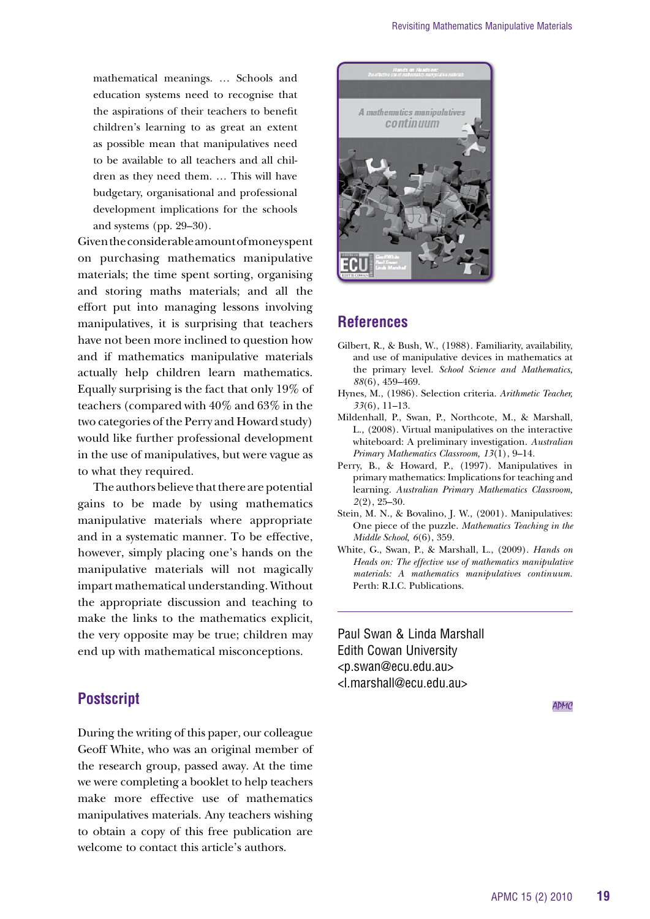mathematical meanings. … Schools and education systems need to recognise that the aspirations of their teachers to benefit children's learning to as great an extent as possible mean that manipulatives need to be available to all teachers and all children as they need them. … This will have budgetary, organisational and professional development implications for the schools and systems (pp. 29–30).

Given the considerable amount of money spent on purchasing mathematics manipulative materials; the time spent sorting, organising and storing maths materials; and all the effort put into managing lessons involving manipulatives, it is surprising that teachers have not been more inclined to question how and if mathematics manipulative materials actually help children learn mathematics. Equally surprising is the fact that only 19% of teachers (compared with 40% and 63% in the two categories of the Perry and Howard study) would like further professional development in the use of manipulatives, but were vague as to what they required.

The authors believe that there are potential gains to be made by using mathematics manipulative materials where appropriate and in a systematic manner. To be effective, however, simply placing one's hands on the manipulative materials will not magically impart mathematical understanding. Without the appropriate discussion and teaching to make the links to the mathematics explicit, the very opposite may be true; children may end up with mathematical misconceptions.

## Postscript

During the writing of this paper, our colleague Geoff White, who was an original member of the research group, passed away. At the time we were completing a booklet to help teachers make more effective use of mathematics manipulatives materials. Any teachers wishing to obtain a copy of this free publication are welcome to contact this article's authors.

## References

Gilbert, R., & Bush, W., (1988). Familiarity, availability, and use of manipulative devices in mathematics at the primary level. *School Science and Mathematics, 88*(6), 459–469.

Hynes, M., (1986). Selection criteria. *Arithmetic Teacher, 33*(6), 11–13.

Mildenhall, P., Swan, P., Northcote, M., & Marshall, L., (2008). Virtual manipulatives on the interactive whiteboard: A preliminary investigation. *Australian Primary Mathematics Classroom, 13*(1), 9–14.

Perry, B., & Howard, P., (1997). Manipulatives in primary mathematics: Implications for teaching and learning. *Australian Primary Mathematics Classroom, 2*(2), 25–30.

Stein, M. N., & Bovalino, J. W., (2001). Manipulatives: One piece of the puzzle. *Mathematics Teaching in the Middle School, 6*(6), 359.

White, G., Swan, P., & Marshall, L., (2009). *Hands on Heads on: The effective use of mathematics manipulative materials: A mathematics manipulatives continuum.* Perth: R.I.C. Publications.

Paul Swan & Linda Marshall
Edith Cowan University
<p.swan@ecu.edu.au>
<l.marshall@ecu.edu.au>

APMC